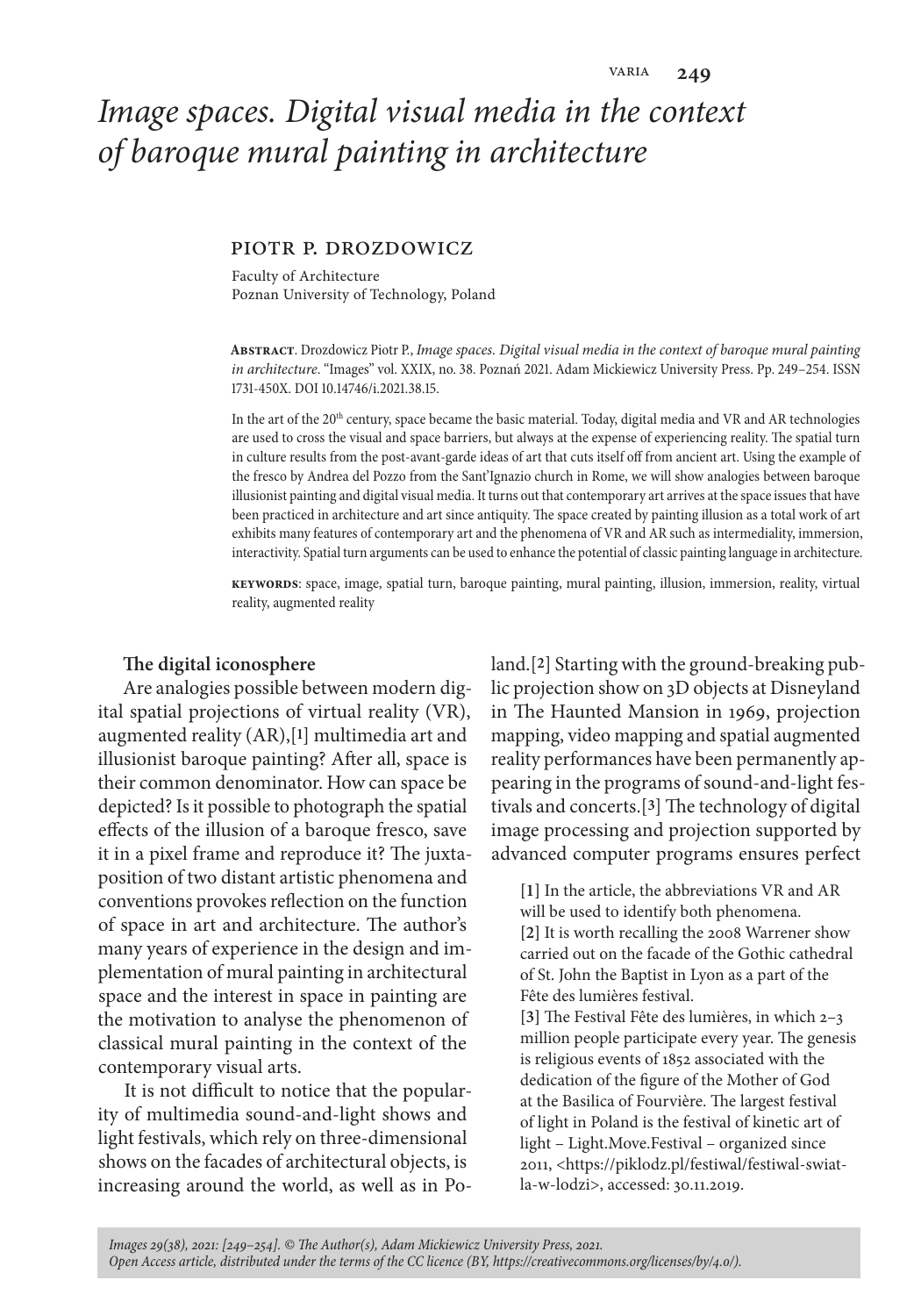# *Image spaces. Digital visual media in the context of baroque mural painting in architecture*

## Piotr P. Drozdowicz

Faculty of Architecture
Poznan University of Technology, Poland

**Abstract**. Drozdowicz Piotr P., *Image spaces. Digital visual media in the context of baroque mural painting in architecture*. "Images" vol. XXIX, no. 38. Poznań 2021. Adam Mickiewicz University Press. Pp. 249–254. ISSN 1731-450X. DOI 10.14746/i.2021.38.15.

In the art of the 20th century, space became the basic material. Today, digital media and VR and AR technologies are used to cross the visual and space barriers, but always at the expense of experiencing reality. The spatial turn in culture results from the post-avant-garde ideas of art that cuts itself off from ancient art. Using the example of the fresco by Andrea del Pozzo from the Sant'Ignazio church in Rome, we will show analogies between baroque illusionist painting and digital visual media. It turns out that contemporary art arrives at the space issues that have been practiced in architecture and art since antiquity. The space created by painting illusion as a total work of art exhibits many features of contemporary art and the phenomena of VR and AR such as intermediality, immersion, interactivity. Spatial turn arguments can be used to enhance the potential of classic painting language in architecture.

**Keywords**: space, image, spatial turn, baroque painting, mural painting, illusion, immersion, reality, virtual reality, augmented reality

### The digital iconosphere

Are analogies possible between modern digital spatial projections of virtual reality (VR), augmented reality (AR),[1] multimedia art and illusionist baroque painting? After all, space is their common denominator. How can space be depicted? Is it possible to photograph the spatial effects of the illusion of a baroque fresco, save it in a pixel frame and reproduce it? The juxtaposition of two distant artistic phenomena and conventions provokes reflection on the function of space in art and architecture. The author's many years of experience in the design and implementation of mural painting in architectural space and the interest in space in painting are the motivation to analyse the phenomenon of classical mural painting in the context of the contemporary visual arts.

It is not difficult to notice that the popularity of multimedia sound-and-light shows and light festivals, which rely on three-dimensional shows on the facades of architectural objects, is increasing around the world, as well as in Poland.[2] Starting with the ground-breaking public projection show on 3D objects at Disneyland in The Haunted Mansion in 1969, projection mapping, video mapping and spatial augmented reality performances have been permanently appearing in the programs of sound-and-light festivals and concerts.[3] The technology of digital image processing and projection supported by advanced computer programs ensures perfect

[1] In the article, the abbreviations VR and AR will be used to identify both phenomena.
[2] It is worth recalling the 2008 Warrener show carried out on the facade of the Gothic cathedral of St. John the Baptist in Lyon as a part of the Fête des lumières festival.
[3] The Festival Fête des lumières, in which 2–3 million people participate every year. The genesis is religious events of 1852 associated with the dedication of the figure of the Mother of God at the Basilica of Fourvière. The largest festival of light in Poland is the festival of kinetic art of light – Light.Move.Festival – organized since 2011, <https://piklodz.pl/festiwal/festiwal-swiatla-w-lodzi>, accessed: 30.11.2019.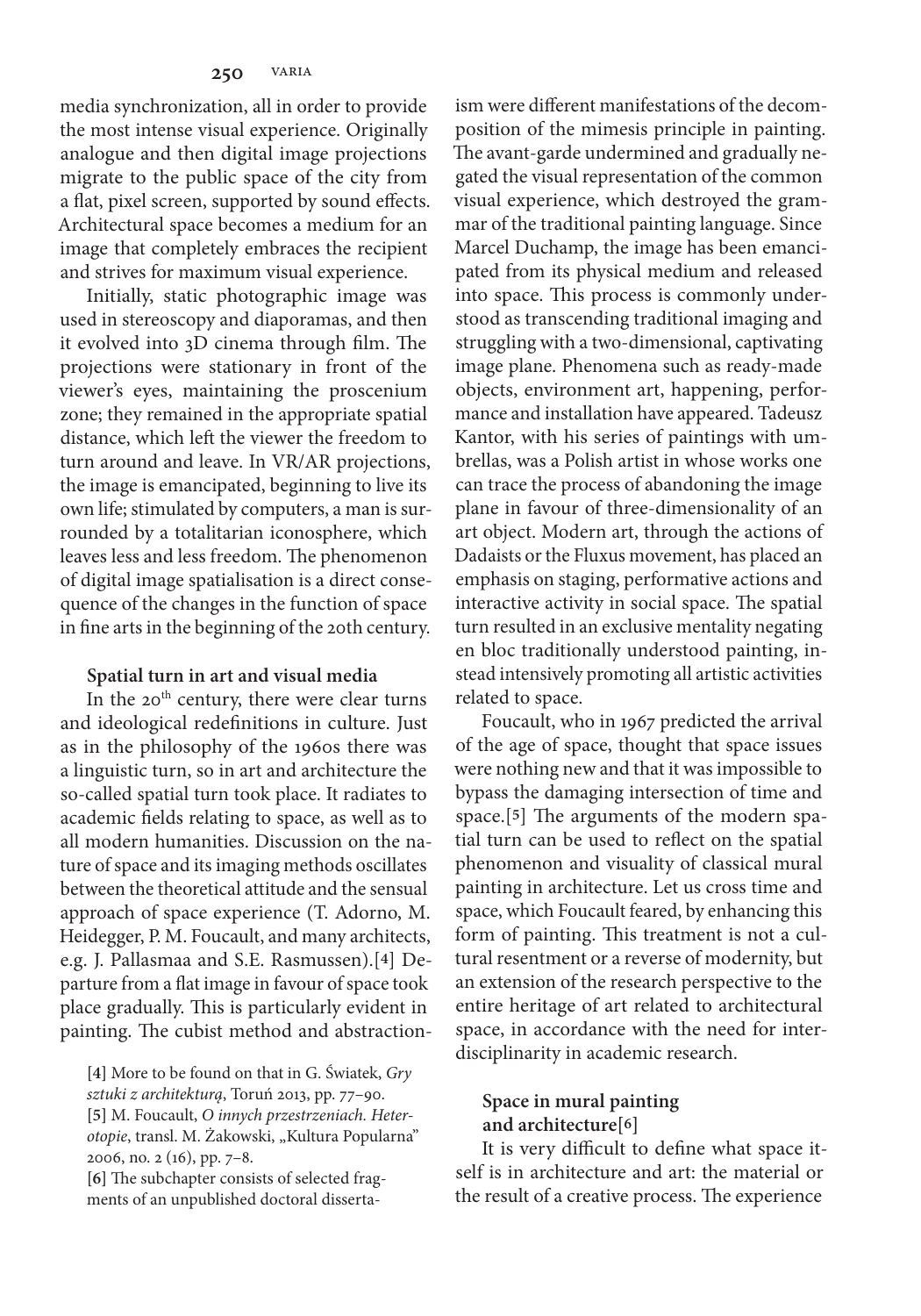media synchronization, all in order to provide the most intense visual experience. Originally analogue and then digital image projections migrate to the public space of the city from a flat, pixel screen, supported by sound effects. Architectural space becomes a medium for an image that completely embraces the recipient and strives for maximum visual experience.

Initially, static photographic image was used in stereoscopy and diaporamas, and then it evolved into 3D cinema through film. The projections were stationary in front of the viewer's eyes, maintaining the proscenium zone; they remained in the appropriate spatial distance, which left the viewer the freedom to turn around and leave. In VR/AR projections, the image is emancipated, beginning to live its own life; stimulated by computers, a man is surrounded by a totalitarian iconosphere, which leaves less and less freedom. The phenomenon of digital image spatialisation is a direct consequence of the changes in the function of space in fine arts in the beginning of the 20th century.

**Spatial turn in art and visual media**

In the 20th century, there were clear turns and ideological redefinitions in culture. Just as in the philosophy of the 1960s there was a linguistic turn, so in art and architecture the so-called spatial turn took place. It radiates to academic fields relating to space, as well as to all modern humanities. Discussion on the nature of space and its imaging methods oscillates between the theoretical attitude and the sensual approach of space experience (T. Adorno, M. Heidegger, P. M. Foucault, and many architects, e.g. J. Pallasmaa and S.E. Rasmussen).[4] Departure from a flat image in favour of space took place gradually. This is particularly evident in painting. The cubist method and abstractionism were different manifestations of the decomposition of the mimesis principle in painting. The avant-garde undermined and gradually negated the visual representation of the common visual experience, which destroyed the grammar of the traditional painting language. Since Marcel Duchamp, the image has been emancipated from its physical medium and released into space. This process is commonly understood as transcending traditional imaging and struggling with a two-dimensional, captivating image plane. Phenomena such as ready-made objects, environment art, happening, performance and installation have appeared. Tadeusz Kantor, with his series of paintings with umbrellas, was a Polish artist in whose works one can trace the process of abandoning the image plane in favour of three-dimensionality of an art object. Modern art, through the actions of Dadaists or the Fluxus movement, has placed an emphasis on staging, performative actions and interactive activity in social space. The spatial turn resulted in an exclusive mentality negating en bloc traditionally understood painting, instead intensively promoting all artistic activities related to space.

Foucault, who in 1967 predicted the arrival of the age of space, thought that space issues were nothing new and that it was impossible to bypass the damaging intersection of time and space.[5] The arguments of the modern spatial turn can be used to reflect on the spatial phenomenon and visuality of classical mural painting in architecture. Let us cross time and space, which Foucault feared, by enhancing this form of painting. This treatment is not a cultural resentment or a reverse of modernity, but an extension of the research perspective to the entire heritage of art related to architectural space, in accordance with the need for interdisciplinarity in academic research.

**Space in mural painting and architecture[6]**

It is very difficult to define what space itself is in architecture and art: the material or the result of a creative process. The experience

[4] More to be found on that in G. Świątek, *Gry sztuki z architekturą*, Toruń 2013, pp. 77–90.

[5] M. Foucault, *O innych przestrzeniach. Heterotopie*, transl. M. Żakowski, „Kultura Popularna" 2006, no. 2 (16), pp. 7–8.

[6] The subchapter consists of selected fragments of an unpublished doctoral disserta-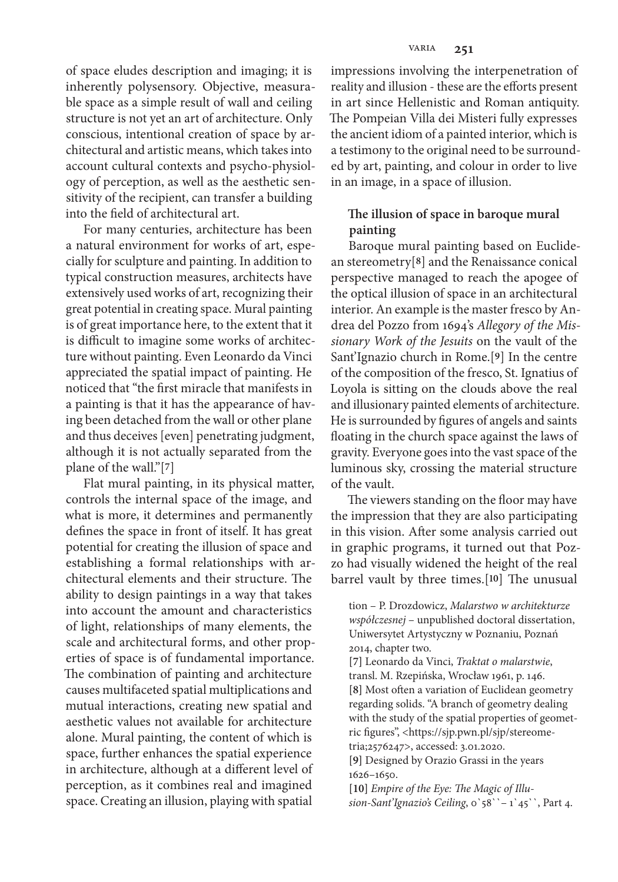of space eludes description and imaging; it is inherently polysensory. Objective, measurable space as a simple result of wall and ceiling structure is not yet an art of architecture. Only conscious, intentional creation of space by architectural and artistic means, which takes into account cultural contexts and psycho-physiology of perception, as well as the aesthetic sensitivity of the recipient, can transfer a building into the field of architectural art.

For many centuries, architecture has been a natural environment for works of art, especially for sculpture and painting. In addition to typical construction measures, architects have extensively used works of art, recognizing their great potential in creating space. Mural painting is of great importance here, to the extent that it is difficult to imagine some works of architecture without painting. Even Leonardo da Vinci appreciated the spatial impact of painting. He noticed that "the first miracle that manifests in a painting is that it has the appearance of having been detached from the wall or other plane and thus deceives [even] penetrating judgment, although it is not actually separated from the plane of the wall."[7]

Flat mural painting, in its physical matter, controls the internal space of the image, and what is more, it determines and permanently defines the space in front of itself. It has great potential for creating the illusion of space and establishing a formal relationships with architectural elements and their structure. The ability to design paintings in a way that takes into account the amount and characteristics of light, relationships of many elements, the scale and architectural forms, and other properties of space is of fundamental importance. The combination of painting and architecture causes multifaceted spatial multiplications and mutual interactions, creating new spatial and aesthetic values not available for architecture alone. Mural painting, the content of which is space, further enhances the spatial experience in architecture, although at a different level of perception, as it combines real and imagined space. Creating an illusion, playing with spatial impressions involving the interpenetration of reality and illusion - these are the efforts present in art since Hellenistic and Roman antiquity. The Pompeian Villa dei Misteri fully expresses the ancient idiom of a painted interior, which is a testimony to the original need to be surrounded by art, painting, and colour in order to live in an image, in a space of illusion.

## The illusion of space in baroque mural painting

Baroque mural painting based on Euclidean stereometry[8] and the Renaissance conical perspective managed to reach the apogee of the optical illusion of space in an architectural interior. An example is the master fresco by Andrea del Pozzo from 1694's *Allegory of the Missionary Work of the Jesuits* on the vault of the Sant'Ignazio church in Rome.[9] In the centre of the composition of the fresco, St. Ignatius of Loyola is sitting on the clouds above the real and illusionary painted elements of architecture. He is surrounded by figures of angels and saints floating in the church space against the laws of gravity. Everyone goes into the vast space of the luminous sky, crossing the material structure of the vault.

The viewers standing on the floor may have the impression that they are also participating in this vision. After some analysis carried out in graphic programs, it turned out that Pozzo had visually widened the height of the real barrel vault by three times.[10] The unusual

tion – P. Drozdowicz, *Malarstwo w architekturze współczesnej* – unpublished doctoral dissertation, Uniwersytet Artystyczny w Poznaniu, Poznań 2014, chapter two.

[7] Leonardo da Vinci, *Traktat o malarstwie*, transl. M. Rzepińska, Wrocław 1961, p. 146.

[8] Most often a variation of Euclidean geometry regarding solids. "A branch of geometry dealing with the study of the spatial properties of geometric figures", <https://sjp.pwn.pl/sjp/stereometria;2576247>, accessed: 3.01.2020.

[9] Designed by Orazio Grassi in the years 1626–1650.

[10] *Empire of the Eye: The Magic of Illusion-Sant'Ignazio's Ceiling*, 0`58``– 1`45``, Part 4.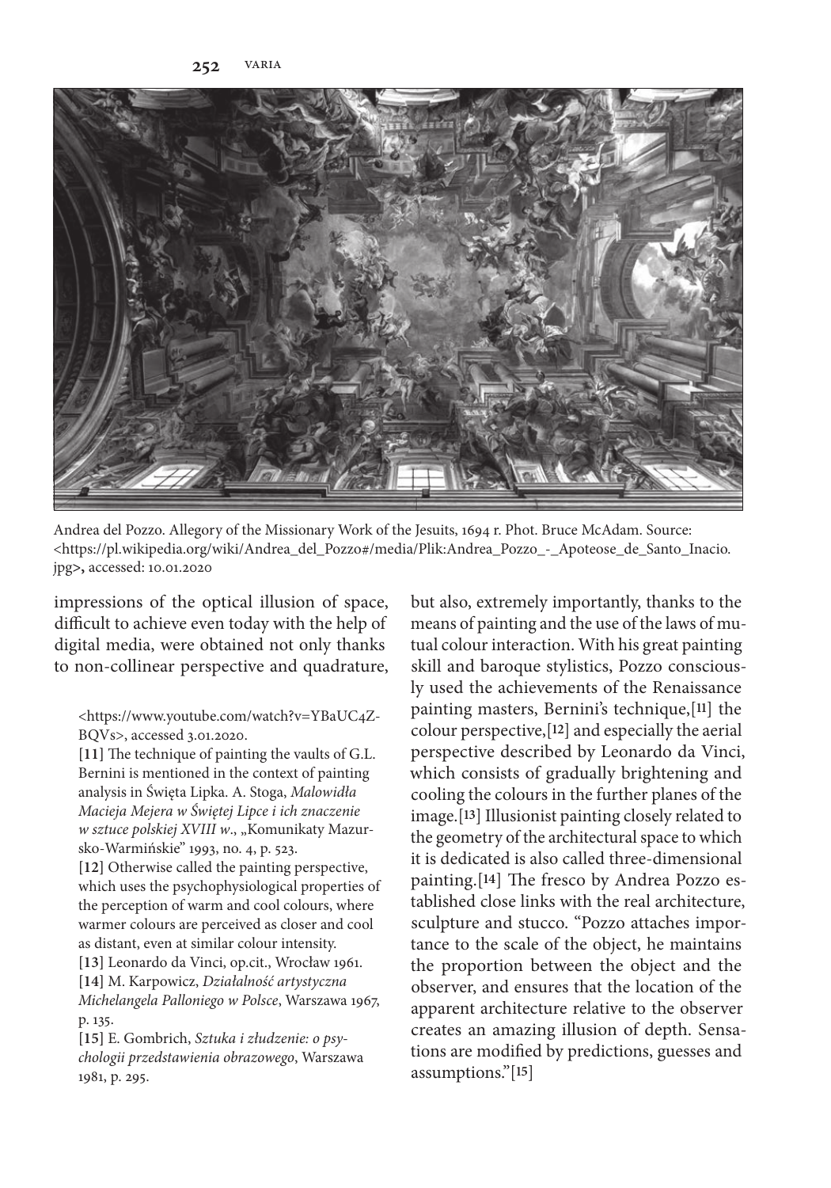Andrea del Pozzo. Allegory of the Missionary Work of the Jesuits, 1694 r. Phot. Bruce McAdam. Source: <https://pl.wikipedia.org/wiki/Andrea_del_Pozzo#/media/Plik:Andrea_Pozzo_-_Apoteose_de_Santo_Inacio.jpg>, accessed: 10.01.2020

impressions of the optical illusion of space, difficult to achieve even today with the help of digital media, were obtained not only thanks to non-collinear perspective and quadrature, but also, extremely importantly, thanks to the means of painting and the use of the laws of mutual colour interaction. With his great painting skill and baroque stylistics, Pozzo consciously used the achievements of the Renaissance painting masters, Bernini's technique,[11] the colour perspective,[12] and especially the aerial perspective described by Leonardo da Vinci, which consists of gradually brightening and cooling the colours in the further planes of the image.[13] Illusionist painting closely related to the geometry of the architectural space to which it is dedicated is also called three-dimensional painting.[14] The fresco by Andrea Pozzo established close links with the real architecture, sculpture and stucco. "Pozzo attaches importance to the scale of the object, he maintains the proportion between the object and the observer, and ensures that the location of the apparent architecture relative to the observer creates an amazing illusion of depth. Sensations are modified by predictions, guesses and assumptions."[15]

<https://www.youtube.com/watch?v=YBaUC4Z-BQVs>, accessed 3.01.2020.

[11] The technique of painting the vaults of G.L. Bernini is mentioned in the context of painting analysis in Święta Lipka. A. Stoga, *Malowidła Macieja Mejera w Świętej Lipce i ich znaczenie w sztuce polskiej XVIII w*., „Komunikaty Mazursko-Warmińskie" 1993, no. 4, p. 523.

[12] Otherwise called the painting perspective, which uses the psychophysiological properties of the perception of warm and cool colours, where warmer colours are perceived as closer and cool as distant, even at similar colour intensity.

[13] Leonardo da Vinci, op.cit., Wrocław 1961.

[14] M. Karpowicz, *Działalność artystyczna Michelangela Palloniego w Polsce*, Warszawa 1967, p. 135.

[15] E. Gombrich, *Sztuka i złudzenie: o psychologii przedstawienia obrazowego*, Warszawa 1981, p. 295.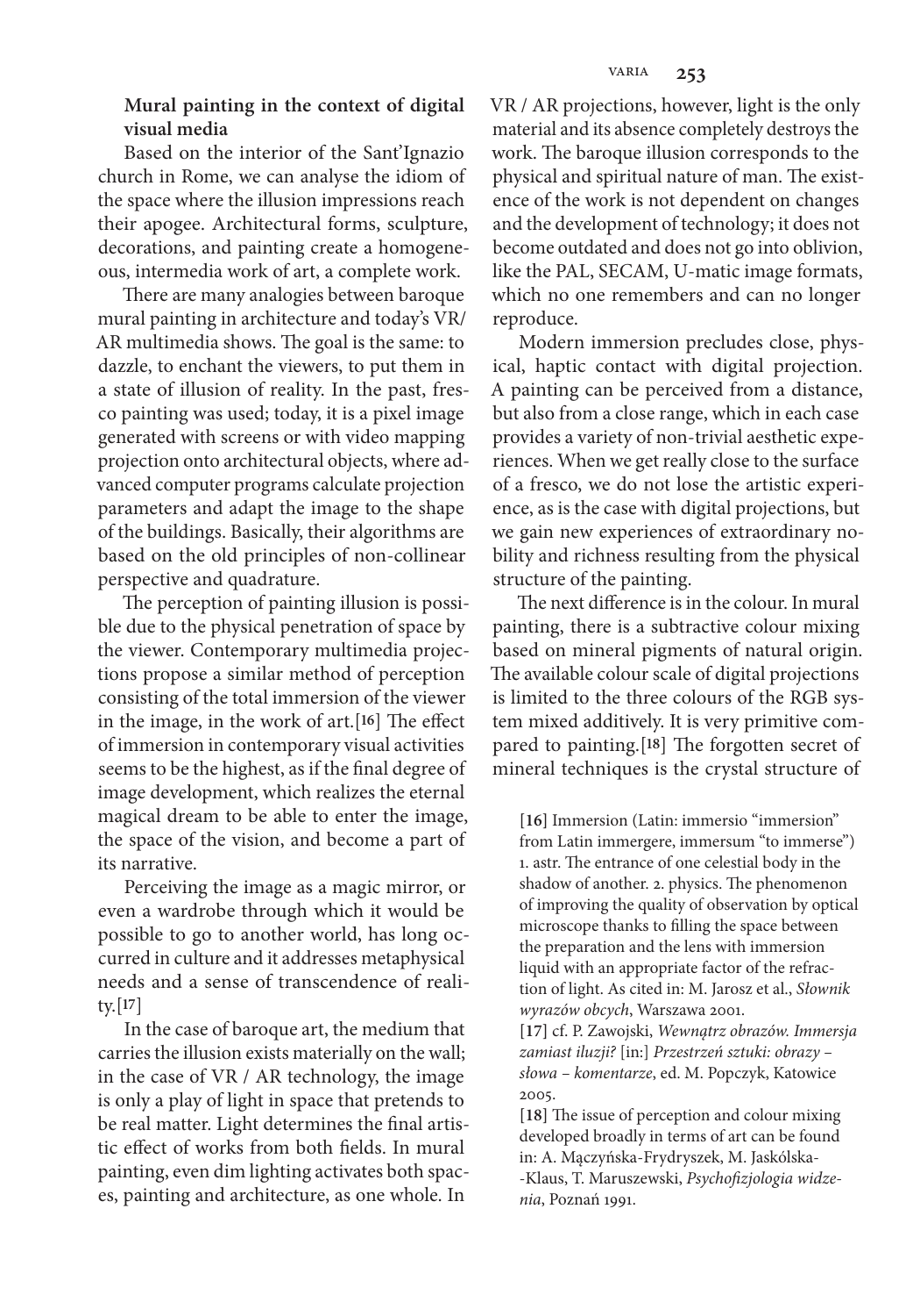## Mural painting in the context of digital visual media

Based on the interior of the Sant'Ignazio church in Rome, we can analyse the idiom of the space where the illusion impressions reach their apogee. Architectural forms, sculpture, decorations, and painting create a homogeneous, intermedia work of art, a complete work.

There are many analogies between baroque mural painting in architecture and today's VR/ AR multimedia shows. The goal is the same: to dazzle, to enchant the viewers, to put them in a state of illusion of reality. In the past, fresco painting was used; today, it is a pixel image generated with screens or with video mapping projection onto architectural objects, where advanced computer programs calculate projection parameters and adapt the image to the shape of the buildings. Basically, their algorithms are based on the old principles of non-collinear perspective and quadrature.

The perception of painting illusion is possible due to the physical penetration of space by the viewer. Contemporary multimedia projections propose a similar method of perception consisting of the total immersion of the viewer in the image, in the work of art.[16] The effect of immersion in contemporary visual activities seems to be the highest, as if the final degree of image development, which realizes the eternal magical dream to be able to enter the image, the space of the vision, and become a part of its narrative.

Perceiving the image as a magic mirror, or even a wardrobe through which it would be possible to go to another world, has long occurred in culture and it addresses metaphysical needs and a sense of transcendence of reality.[17]

In the case of baroque art, the medium that carries the illusion exists materially on the wall; in the case of VR / AR technology, the image is only a play of light in space that pretends to be real matter. Light determines the final artistic effect of works from both fields. In mural painting, even dim lighting activates both spaces, painting and architecture, as one whole. In VR / AR projections, however, light is the only material and its absence completely destroys the work. The baroque illusion corresponds to the physical and spiritual nature of man. The existence of the work is not dependent on changes and the development of technology; it does not become outdated and does not go into oblivion, like the PAL, SECAM, U-matic image formats, which no one remembers and can no longer reproduce.

Modern immersion precludes close, physical, haptic contact with digital projection. A painting can be perceived from a distance, but also from a close range, which in each case provides a variety of non-trivial aesthetic experiences. When we get really close to the surface of a fresco, we do not lose the artistic experience, as is the case with digital projections, but we gain new experiences of extraordinary nobility and richness resulting from the physical structure of the painting.

The next difference is in the colour. In mural painting, there is a subtractive colour mixing based on mineral pigments of natural origin. The available colour scale of digital projections is limited to the three colours of the RGB system mixed additively. It is very primitive compared to painting.[18] The forgotten secret of mineral techniques is the crystal structure of

[16] Immersion (Latin: immersio "immersion" from Latin immergere, immersum "to immerse") 1. astr. The entrance of one celestial body in the shadow of another. 2. physics. The phenomenon of improving the quality of observation by optical microscope thanks to filling the space between the preparation and the lens with immersion liquid with an appropriate factor of the refraction of light. As cited in: M. Jarosz et al., *Słownik wyrazów obcych*, Warszawa 2001.

[17] cf. P. Zawojski, *Wewnątrz obrazów. Immersja zamiast iluzji?* [in:] *Przestrzeń sztuki: obrazy – słowa – komentarze*, ed. M. Popczyk, Katowice 2005.

[18] The issue of perception and colour mixing developed broadly in terms of art can be found in: A. Mączyńska-Frydryszek, M. Jaskólska--Klaus, T. Maruszewski, *Psychofizjologia widzenia*, Poznań 1991.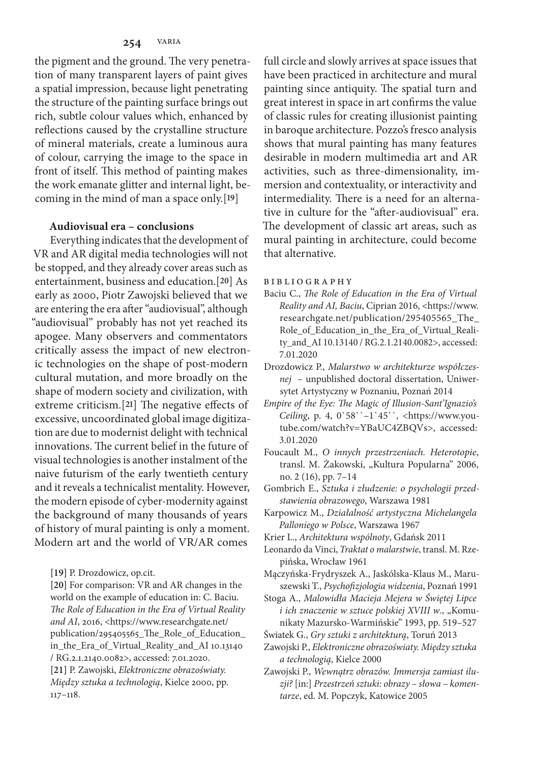the pigment and the ground. The very penetration of many transparent layers of paint gives a spatial impression, because light penetrating the structure of the painting surface brings out rich, subtle colour values which, enhanced by reflections caused by the crystalline structure of mineral materials, create a luminous aura of colour, carrying the image to the space in front of itself. This method of painting makes the work emanate glitter and internal light, becoming in the mind of man a space only.[19]

**Audiovisual era – conclusions**

Everything indicates that the development of VR and AR digital media technologies will not be stopped, and they already cover areas such as entertainment, business and education.[20] As early as 2000, Piotr Zawojski believed that we are entering the era after "audiovisual", although "audiovisual" probably has not yet reached its apogee. Many observers and commentators critically assess the impact of new electronic technologies on the shape of post-modern cultural mutation, and more broadly on the shape of modern society and civilization, with extreme criticism.[21] The negative effects of excessive, uncoordinated global image digitization are due to modernist delight with technical innovations. The current belief in the future of visual technologies is another instalment of the naive futurism of the early twentieth century and it reveals a technicalist mentality. However, the modern episode of cyber-modernity against the background of many thousands of years of history of mural painting is only a moment. Modern art and the world of VR/AR comes full circle and slowly arrives at space issues that have been practiced in architecture and mural painting since antiquity. The spatial turn and great interest in space in art confirms the value of classic rules for creating illusionist painting in baroque architecture. Pozzo's fresco analysis shows that mural painting has many features desirable in modern multimedia art and AR activities, such as three-dimensionality, immersion and contextuality, or interactivity and intermediality. There is a need for an alternative in culture for the "after-audiovisual" era. The development of classic art areas, such as mural painting in architecture, could become that alternative.

[19] P. Drozdowicz, op.cit.

[20] For comparison: VR and AR changes in the world on the example of education in: C. Baciu. *The Role of Education in the Era of Virtual Reality and AI*, 2016, <https://www.researchgate.net/publication/295405565_The_Role_of_Education_in_the_Era_of_Virtual_Reality_and_AI 10.13140 / RG.2.1.2140.0082>, accessed: 7.01.2020.

[21] P. Zawojski, *Elektroniczne obrazoświaty. Między sztuka a technologią*, Kielce 2000, pp. 117–118.

**BIBLIOGRAPHY**

Baciu C., *The Role of Education in the Era of Virtual Reality and AI, Baciu*, Ciprian 2016, <https://www.researchgate.net/publication/295405565_The_Role_of_Education_in_the_Era_of_Virtual_Reality_and_AI 10.13140 / RG.2.1.2140.0082>, accessed: 7.01.2020

Drozdowicz P., *Malarstwo w architekturze współczesnej* – unpublished doctoral dissertation, Uniwersytet Artystyczny w Poznaniu, Poznań 2014

*Empire of the Eye: The Magic of Illusion-Sant'Ignazio's Ceiling*, p. 4, 0`58``–1`45``, <https://www.youtube.com/watch?v=YBaUC4ZBQVs>, accessed: 3.01.2020

Foucault M., *O innych przestrzeniach. Heterotopie*, transl. M. Żakowski, „Kultura Popularna" 2006, no. 2 (16), pp. 7–14

Gombrich E., *Sztuka i złudzenie: o psychologii przedstawienia obrazowego*, Warszawa 1981

Karpowicz M., *Działalność artystyczna Michelangela Palloniego w Polsce*, Warszawa 1967

Krier L., *Architektura wspólnoty*, Gdańsk 2011

Leonardo da Vinci, *Traktat o malarstwie*, transl. M. Rzepińska, Wrocław 1961

Mączyńska-Frydryszek A., Jaskólska-Klaus M., Maruszewski T., *Psychofizjologia widzenia*, Poznań 1991

Stoga A., *Malowidła Macieja Mejera w Świętej Lipce i ich znaczenie w sztuce polskiej XVIII w.*, „Komunikaty Mazursko-Warmińskie" 1993, pp. 519–527

Światek G., *Gry sztuki z architekturą*, Toruń 2013

Zawojski P., *Elektroniczne obrazoświaty. Między sztuka a technologią*, Kielce 2000

Zawojski P., *Wewnątrz obrazów. Immersja zamiast iluzji?* [in:] *Przestrzeń sztuki: obrazy – słowa – komentarze*, ed. M. Popczyk, Katowice 2005